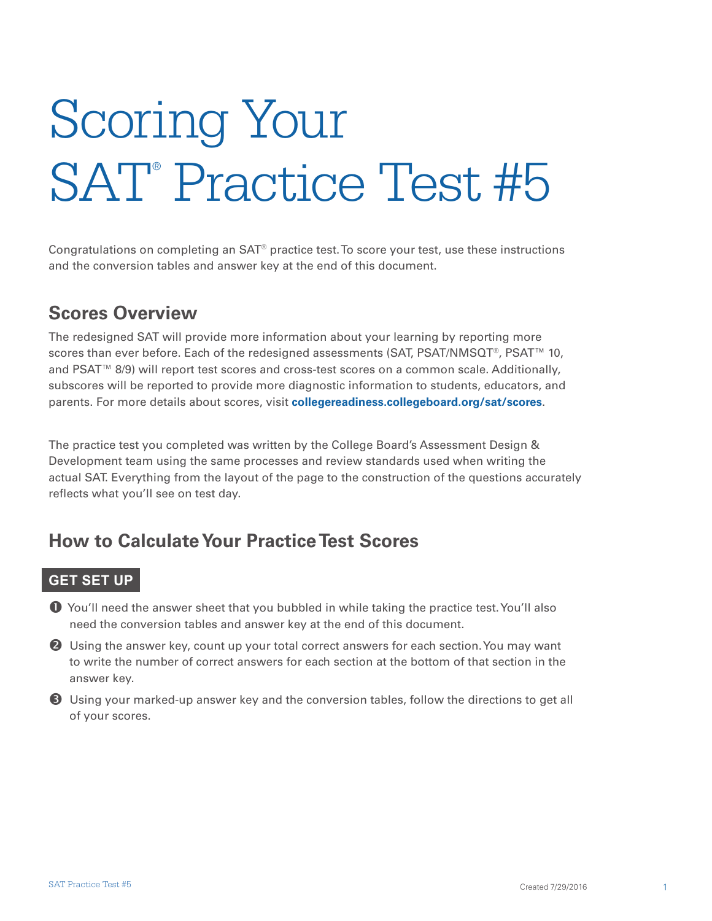# Scoring Your SAT® Practice Test #5

Congratulations on completing an SAT® practice test. To score your test, use these instructions and the conversion tables and answer key at the end of this document.

## Scores Overview

The redesigned SAT will provide more information about your learning by reporting more scores than ever before. Each of the redesigned assessments (SAT, PSAT/NMSQT®, PSAT™ 10, and PSAT™ 8/9) will report test scores and cross-test scores on a common scale. Additionally, subscores will be reported to provide more diagnostic information to students, educators, and parents. For more details about scores, visit **collegereadiness.collegeboard.org/sat/scores**.

The practice test you completed was written by the College Board's Assessment Design & Development team using the same processes and review standards used when writing the actual SAT. Everything from the layout of the page to the construction of the questions accurately reflects what you'll see on test day.

## How to Calculate Your Practice Test Scores

### GET SET UP

1. You'll need the answer sheet that you bubbled in while taking the practice test. You'll also need the conversion tables and answer key at the end of this document.
2. Using the answer key, count up your total correct answers for each section. You may want to write the number of correct answers for each section at the bottom of that section in the answer key.
3. Using your marked-up answer key and the conversion tables, follow the directions to get all of your scores.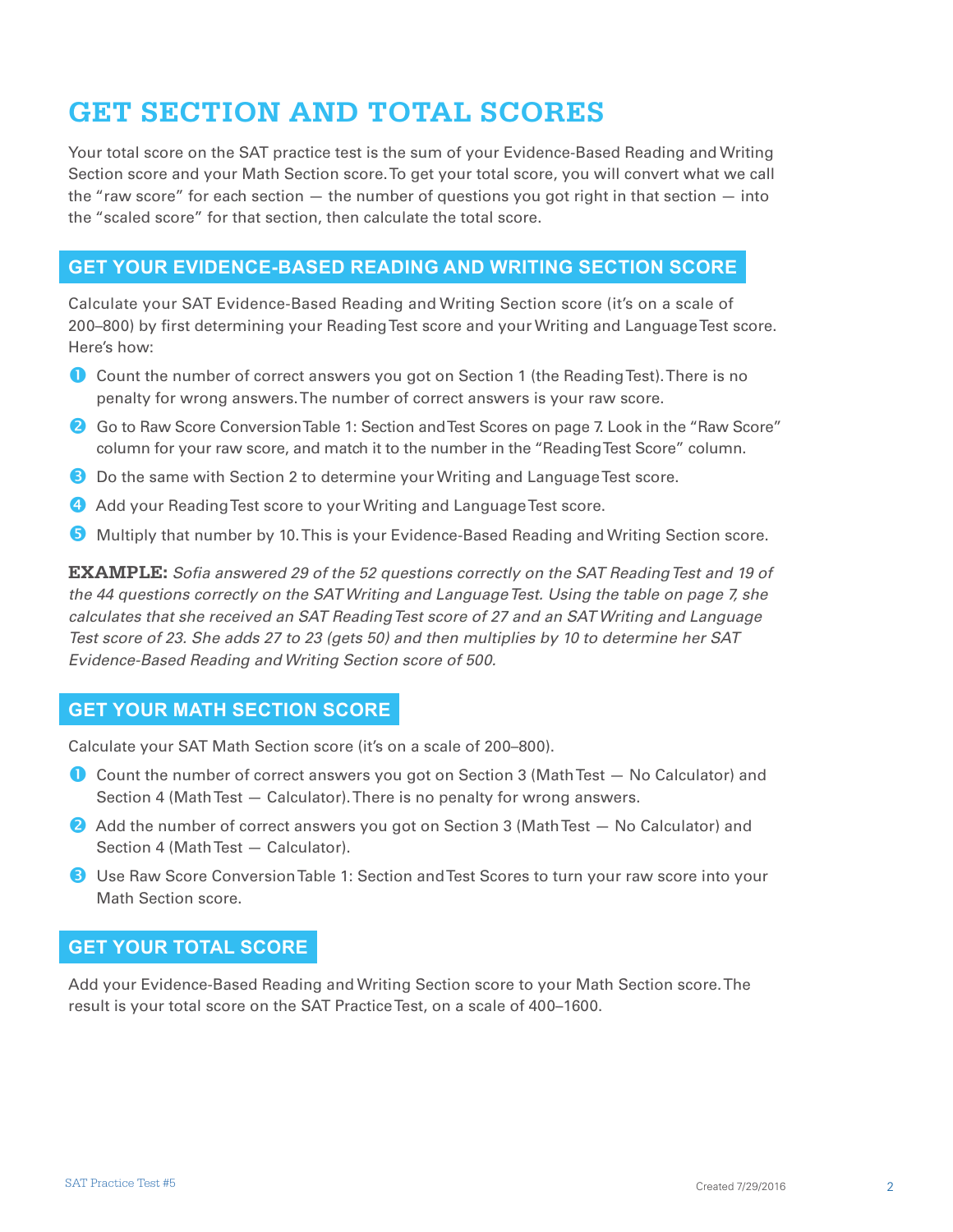# GET SECTION AND TOTAL SCORES

Your total score on the SAT practice test is the sum of your Evidence-Based Reading and Writing Section score and your Math Section score. To get your total score, you will convert what we call the "raw score" for each section — the number of questions you got right in that section — into the "scaled score" for that section, then calculate the total score.

## GET YOUR EVIDENCE-BASED READING AND WRITING SECTION SCORE

Calculate your SAT Evidence-Based Reading and Writing Section score (it's on a scale of 200–800) by first determining your Reading Test score and your Writing and Language Test score. Here's how:

1. Count the number of correct answers you got on Section 1 (the Reading Test). There is no penalty for wrong answers. The number of correct answers is your raw score.
2. Go to Raw Score Conversion Table 1: Section and Test Scores on page 7. Look in the "Raw Score" column for your raw score, and match it to the number in the "Reading Test Score" column.
3. Do the same with Section 2 to determine your Writing and Language Test score.
4. Add your Reading Test score to your Writing and Language Test score.
5. Multiply that number by 10. This is your Evidence-Based Reading and Writing Section score.

**EXAMPLE:** *Sofia answered 29 of the 52 questions correctly on the SAT Reading Test and 19 of the 44 questions correctly on the SAT Writing and Language Test. Using the table on page 7, she calculates that she received an SAT Reading Test score of 27 and an SAT Writing and Language Test score of 23. She adds 27 to 23 (gets 50) and then multiplies by 10 to determine her SAT Evidence-Based Reading and Writing Section score of 500.*

## GET YOUR MATH SECTION SCORE

Calculate your SAT Math Section score (it's on a scale of 200–800).

1. Count the number of correct answers you got on Section 3 (Math Test — No Calculator) and Section 4 (Math Test — Calculator). There is no penalty for wrong answers.
2. Add the number of correct answers you got on Section 3 (Math Test — No Calculator) and Section 4 (Math Test — Calculator).
3. Use Raw Score Conversion Table 1: Section and Test Scores to turn your raw score into your Math Section score.

## GET YOUR TOTAL SCORE

Add your Evidence-Based Reading and Writing Section score to your Math Section score. The result is your total score on the SAT Practice Test, on a scale of 400–1600.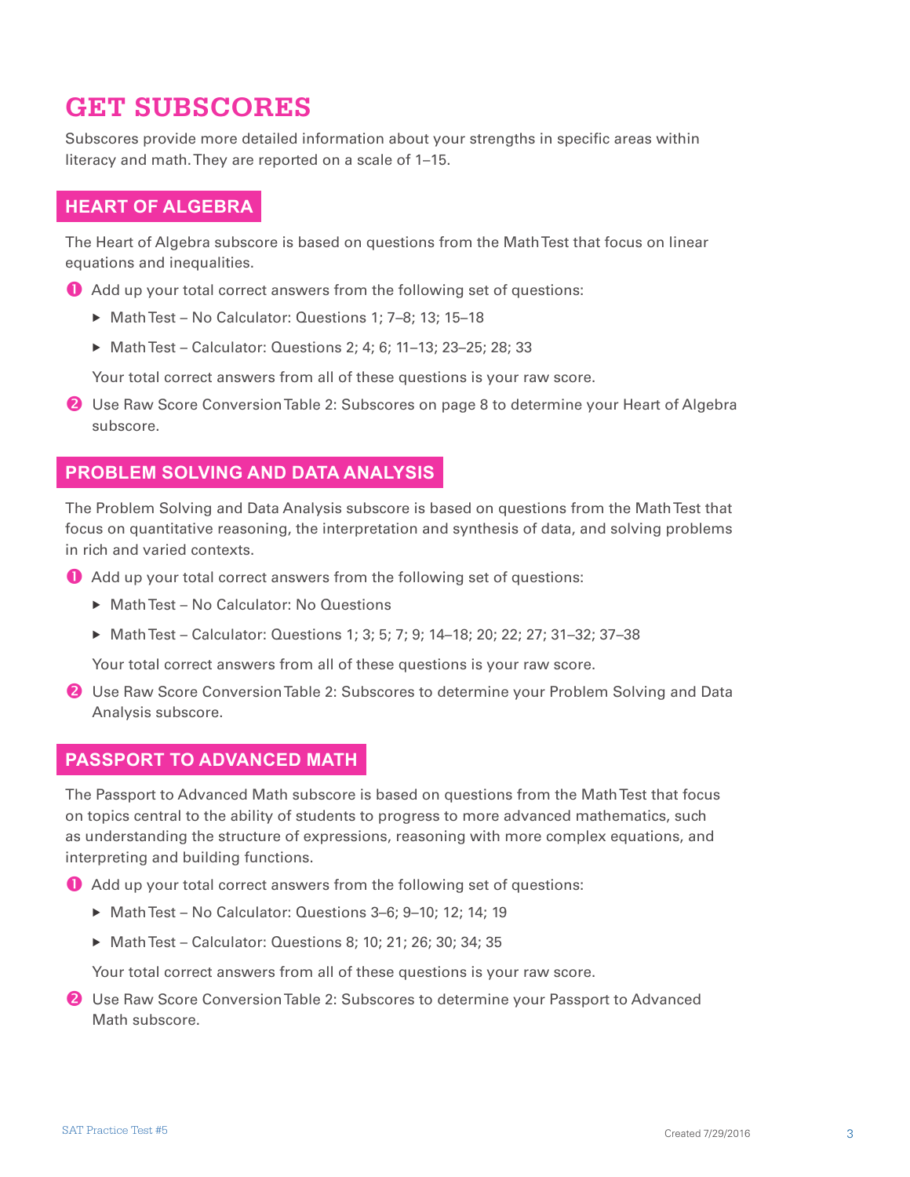# GET SUBSCORES

Subscores provide more detailed information about your strengths in specific areas within literacy and math. They are reported on a scale of 1–15.

## HEART OF ALGEBRA

The Heart of Algebra subscore is based on questions from the Math Test that focus on linear equations and inequalities.

1. Add up your total correct answers from the following set of questions:
   - Math Test – No Calculator: Questions 1; 7–8; 13; 15–18
   - Math Test – Calculator: Questions 2; 4; 6; 11–13; 23–25; 28; 33

   Your total correct answers from all of these questions is your raw score.

2. Use Raw Score Conversion Table 2: Subscores on page 8 to determine your Heart of Algebra subscore.

## PROBLEM SOLVING AND DATA ANALYSIS

The Problem Solving and Data Analysis subscore is based on questions from the Math Test that focus on quantitative reasoning, the interpretation and synthesis of data, and solving problems in rich and varied contexts.

1. Add up your total correct answers from the following set of questions:
   - Math Test – No Calculator: No Questions
   - Math Test – Calculator: Questions 1; 3; 5; 7; 9; 14–18; 20; 22; 27; 31–32; 37–38

   Your total correct answers from all of these questions is your raw score.

2. Use Raw Score Conversion Table 2: Subscores to determine your Problem Solving and Data Analysis subscore.

## PASSPORT TO ADVANCED MATH

The Passport to Advanced Math subscore is based on questions from the Math Test that focus on topics central to the ability of students to progress to more advanced mathematics, such as understanding the structure of expressions, reasoning with more complex equations, and interpreting and building functions.

1. Add up your total correct answers from the following set of questions:
   - Math Test – No Calculator: Questions 3–6; 9–10; 12; 14; 19
   - Math Test – Calculator: Questions 8; 10; 21; 26; 30; 34; 35

   Your total correct answers from all of these questions is your raw score.

2. Use Raw Score Conversion Table 2: Subscores to determine your Passport to Advanced Math subscore.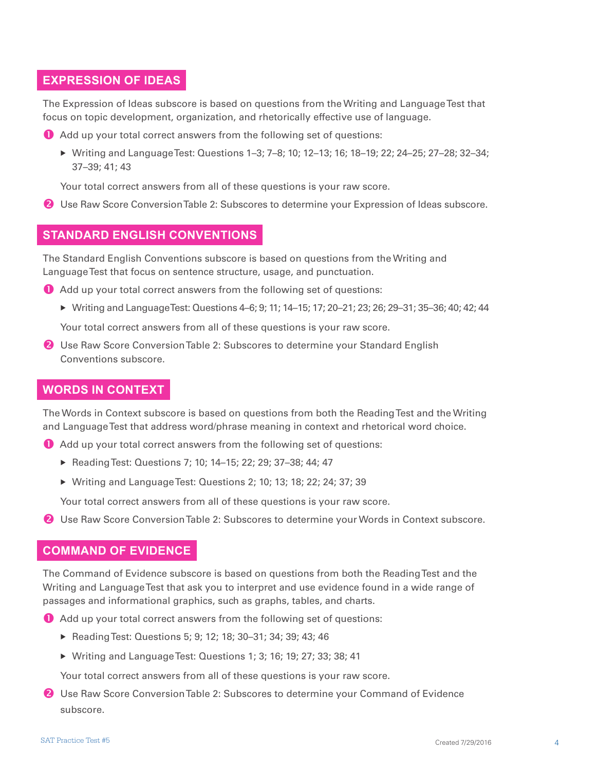## EXPRESSION OF IDEAS

The Expression of Ideas subscore is based on questions from the Writing and Language Test that focus on topic development, organization, and rhetorically effective use of language.

1. Add up your total correct answers from the following set of questions:
   - Writing and Language Test: Questions 1–3; 7–8; 10; 12–13; 16; 18–19; 22; 24–25; 27–28; 32–34; 37–39; 41; 43

   Your total correct answers from all of these questions is your raw score.
2. Use Raw Score Conversion Table 2: Subscores to determine your Expression of Ideas subscore.

## STANDARD ENGLISH CONVENTIONS

The Standard English Conventions subscore is based on questions from the Writing and Language Test that focus on sentence structure, usage, and punctuation.

1. Add up your total correct answers from the following set of questions:
   - Writing and Language Test: Questions 4–6; 9; 11; 14–15; 17; 20–21; 23; 26; 29–31; 35–36; 40; 42; 44

   Your total correct answers from all of these questions is your raw score.
2. Use Raw Score Conversion Table 2: Subscores to determine your Standard English Conventions subscore.

## WORDS IN CONTEXT

The Words in Context subscore is based on questions from both the Reading Test and the Writing and Language Test that address word/phrase meaning in context and rhetorical word choice.

1. Add up your total correct answers from the following set of questions:
   - Reading Test: Questions 7; 10; 14–15; 22; 29; 37–38; 44; 47
   - Writing and Language Test: Questions 2; 10; 13; 18; 22; 24; 37; 39

   Your total correct answers from all of these questions is your raw score.
2. Use Raw Score Conversion Table 2: Subscores to determine your Words in Context subscore.

## COMMAND OF EVIDENCE

The Command of Evidence subscore is based on questions from both the Reading Test and the Writing and Language Test that ask you to interpret and use evidence found in a wide range of passages and informational graphics, such as graphs, tables, and charts.

1. Add up your total correct answers from the following set of questions:
   - Reading Test: Questions 5; 9; 12; 18; 30–31; 34; 39; 43; 46
   - Writing and Language Test: Questions 1; 3; 16; 19; 27; 33; 38; 41

   Your total correct answers from all of these questions is your raw score.
2. Use Raw Score Conversion Table 2: Subscores to determine your Command of Evidence subscore.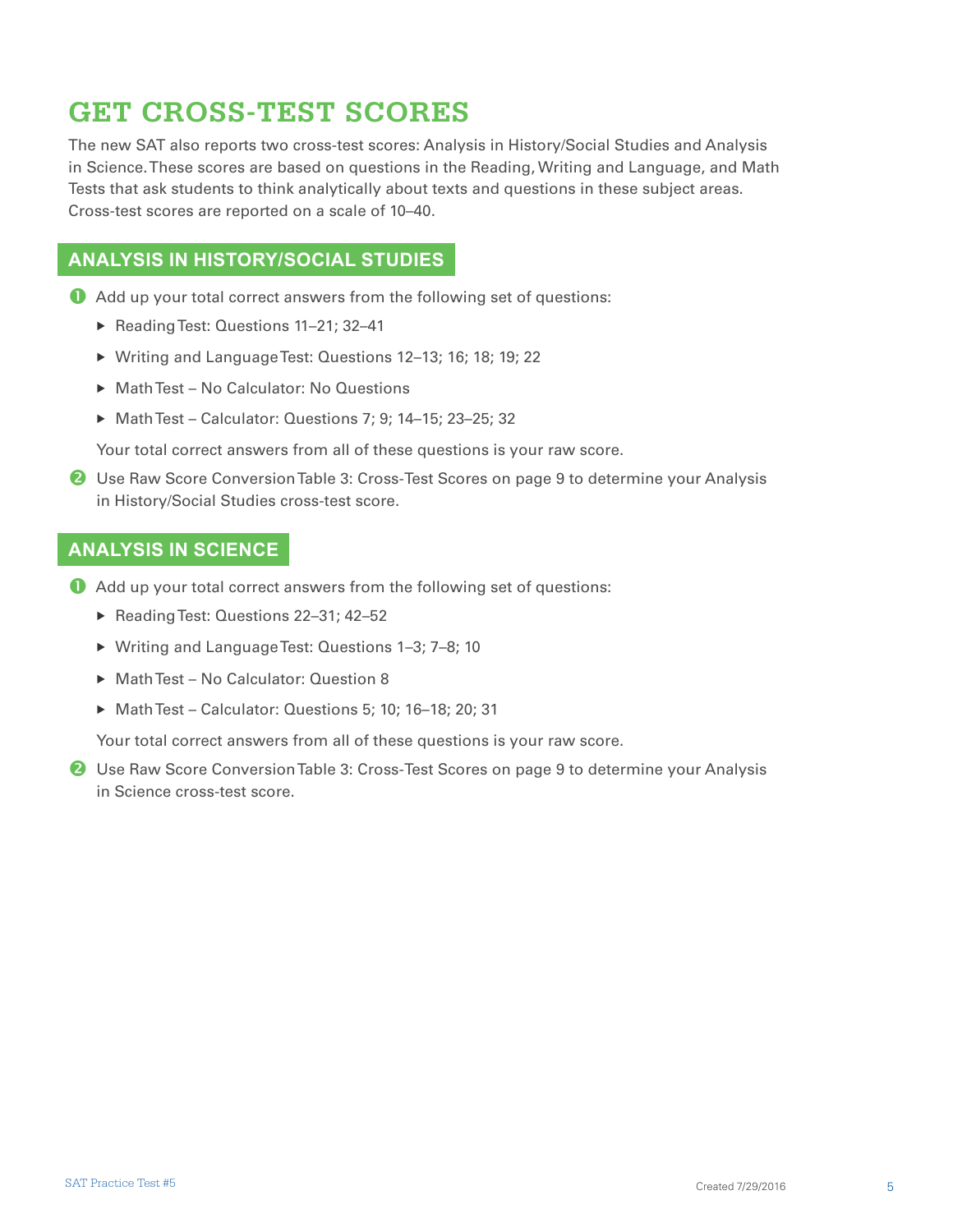# GET CROSS-TEST SCORES

The new SAT also reports two cross-test scores: Analysis in History/Social Studies and Analysis in Science. These scores are based on questions in the Reading, Writing and Language, and Math Tests that ask students to think analytically about texts and questions in these subject areas. Cross-test scores are reported on a scale of 10–40.

## ANALYSIS IN HISTORY/SOCIAL STUDIES

1. Add up your total correct answers from the following set of questions:
   - Reading Test: Questions 11–21; 32–41
   - Writing and Language Test: Questions 12–13; 16; 18; 19; 22
   - Math Test – No Calculator: No Questions
   - Math Test – Calculator: Questions 7; 9; 14–15; 23–25; 32

   Your total correct answers from all of these questions is your raw score.

2. Use Raw Score Conversion Table 3: Cross-Test Scores on page 9 to determine your Analysis in History/Social Studies cross-test score.

## ANALYSIS IN SCIENCE

1. Add up your total correct answers from the following set of questions:
   - Reading Test: Questions 22–31; 42–52
   - Writing and Language Test: Questions 1–3; 7–8; 10
   - Math Test – No Calculator: Question 8
   - Math Test – Calculator: Questions 5; 10; 16–18; 20; 31

   Your total correct answers from all of these questions is your raw score.

2. Use Raw Score Conversion Table 3: Cross-Test Scores on page 9 to determine your Analysis in Science cross-test score.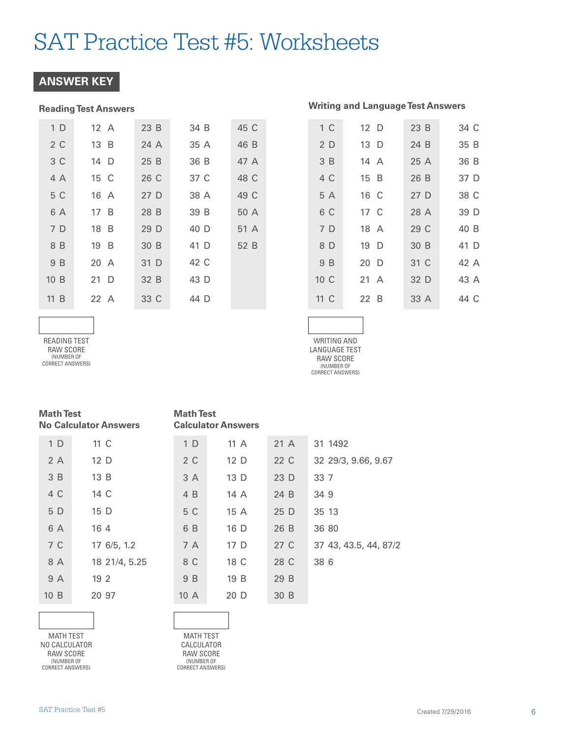# SAT Practice Test #5: Worksheets

## ANSWER KEY

### Reading Test Answers

| | | | | |
|---|---|---|---|---|
| 1 D | 12 A | 23 B | 34 B | 45 C |
| 2 C | 13 B | 24 A | 35 A | 46 B |
| 3 C | 14 D | 25 B | 36 B | 47 A |
| 4 A | 15 C | 26 C | 37 C | 48 C |
| 5 C | 16 A | 27 D | 38 A | 49 C |
| 6 A | 17 B | 28 B | 39 B | 50 A |
| 7 D | 18 B | 29 D | 40 D | 51 A |
| 8 B | 19 B | 30 B | 41 D | 52 B |
| 9 B | 20 A | 31 D | 42 C | |
| 10 B | 21 D | 32 B | 43 D | |
| 11 B | 22 A | 33 C | 44 D | |

READING TEST RAW SCORE (NUMBER OF CORRECT ANSWERS)

### Writing and Language Test Answers

| | | | |
|---|---|---|---|
| 1 C | 12 D | 23 B | 34 C |
| 2 D | 13 D | 24 B | 35 B |
| 3 B | 14 A | 25 A | 36 B |
| 4 C | 15 B | 26 B | 37 D |
| 5 A | 16 C | 27 D | 38 C |
| 6 C | 17 C | 28 A | 39 D |
| 7 D | 18 A | 29 C | 40 B |
| 8 D | 19 D | 30 B | 41 D |
| 9 B | 20 D | 31 C | 42 A |
| 10 C | 21 A | 32 D | 43 A |
| 11 C | 22 B | 33 A | 44 C |

WRITING AND LANGUAGE TEST RAW SCORE (NUMBER OF CORRECT ANSWERS)

### Math Test No Calculator Answers

| | |
|---|---|
| 1 D | 11 C |
| 2 A | 12 D |
| 3 B | 13 B |
| 4 C | 14 C |
| 5 D | 15 D |
| 6 A | 16 4 |
| 7 C | 17 6/5, 1.2 |
| 8 A | 18 21/4, 5.25 |
| 9 A | 19 2 |
| 10 B | 20 97 |

MATH TEST NO CALCULATOR RAW SCORE (NUMBER OF CORRECT ANSWERS)

### Math Test Calculator Answers

| | | | |
|---|---|---|---|
| 1 D | 11 A | 21 A | 31 1492 |
| 2 C | 12 D | 22 C | 32 29/3, 9.66, 9.67 |
| 3 A | 13 D | 23 D | 33 7 |
| 4 B | 14 A | 24 B | 34 9 |
| 5 C | 15 A | 25 D | 35 13 |
| 6 B | 16 D | 26 B | 36 80 |
| 7 A | 17 D | 27 C | 37 43, 43.5, 44, 87/2 |
| 8 C | 18 C | 28 C | 38 6 |
| 9 B | 19 B | 29 B | |
| 10 A | 20 D | 30 B | |

MATH TEST CALCULATOR RAW SCORE (NUMBER OF CORRECT ANSWERS)

Created 7/29/2016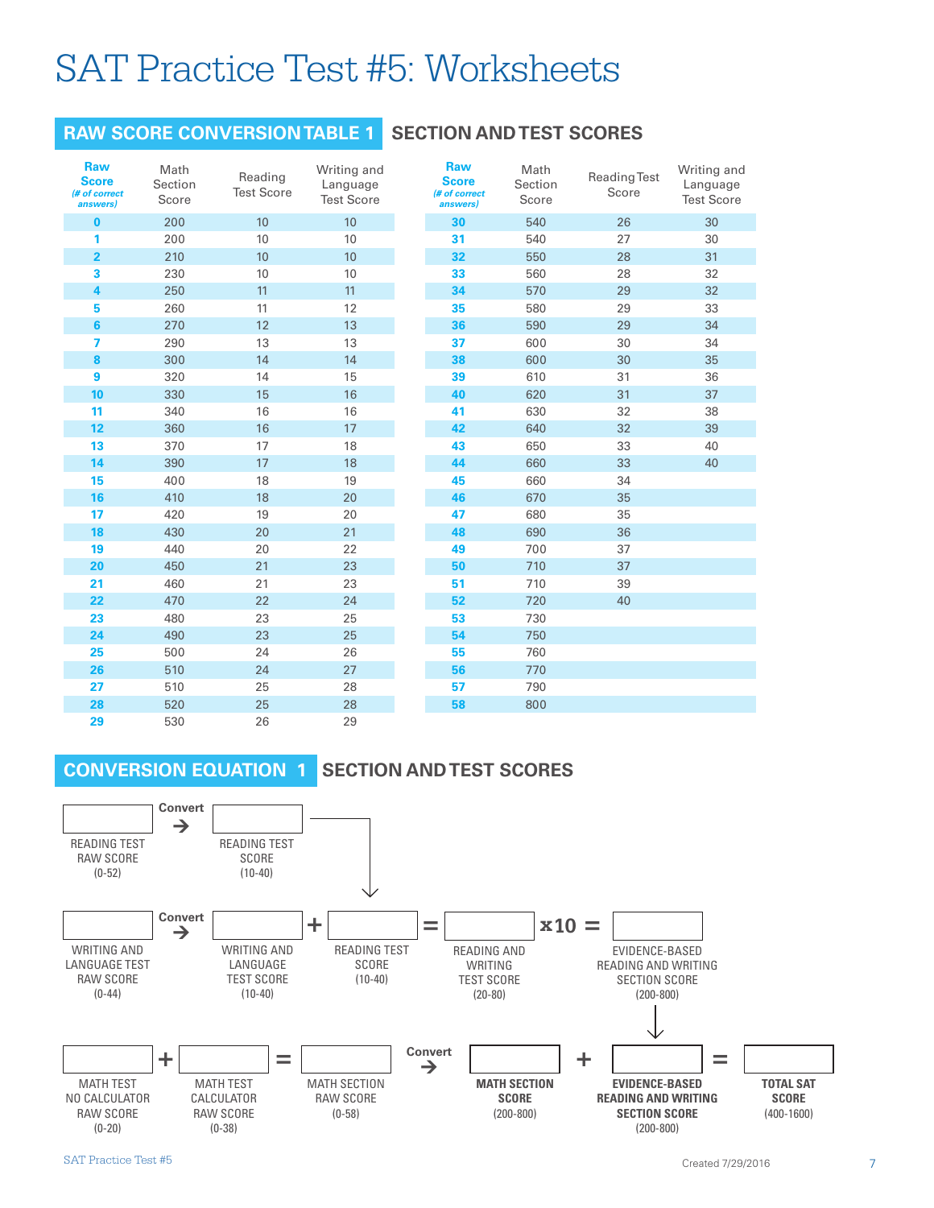# SAT Practice Test #5: Worksheets

## RAW SCORE CONVERSION TABLE 1 SECTION AND TEST SCORES

| Raw Score (# of correct answers) | Math Section Score | Reading Test Score | Writing and Language Test Score |
|---|---|---|---|
| 0 | 200 | 10 | 10 |
| 1 | 200 | 10 | 10 |
| 2 | 210 | 10 | 10 |
| 3 | 230 | 10 | 10 |
| 4 | 250 | 11 | 11 |
| 5 | 260 | 11 | 12 |
| 6 | 270 | 12 | 13 |
| 7 | 290 | 13 | 13 |
| 8 | 300 | 14 | 14 |
| 9 | 320 | 14 | 15 |
| 10 | 330 | 15 | 16 |
| 11 | 340 | 16 | 16 |
| 12 | 360 | 16 | 17 |
| 13 | 370 | 17 | 18 |
| 14 | 390 | 17 | 18 |
| 15 | 400 | 18 | 19 |
| 16 | 410 | 18 | 20 |
| 17 | 420 | 19 | 20 |
| 18 | 430 | 20 | 21 |
| 19 | 440 | 20 | 22 |
| 20 | 450 | 21 | 23 |
| 21 | 460 | 21 | 23 |
| 22 | 470 | 22 | 24 |
| 23 | 480 | 23 | 25 |
| 24 | 490 | 23 | 25 |
| 25 | 500 | 24 | 26 |
| 26 | 510 | 24 | 27 |
| 27 | 510 | 25 | 28 |
| 28 | 520 | 25 | 28 |
| 29 | 530 | 26 | 29 |
| 30 | 540 | 26 | 30 |
| 31 | 540 | 27 | 30 |
| 32 | 550 | 28 | 31 |
| 33 | 560 | 28 | 32 |
| 34 | 570 | 29 | 32 |
| 35 | 580 | 29 | 33 |
| 36 | 590 | 29 | 34 |
| 37 | 600 | 30 | 34 |
| 38 | 600 | 30 | 35 |
| 39 | 610 | 31 | 36 |
| 40 | 620 | 31 | 37 |
| 41 | 630 | 32 | 38 |
| 42 | 640 | 32 | 39 |
| 43 | 650 | 33 | 40 |
| 44 | 660 | 33 | 40 |
| 45 | 660 | 34 | |
| 46 | 670 | 35 | |
| 47 | 680 | 35 | |
| 48 | 690 | 36 | |
| 49 | 700 | 37 | |
| 50 | 710 | 37 | |
| 51 | 710 | 39 | |
| 52 | 720 | 40 | |
| 53 | 730 | | |
| 54 | 750 | | |
| 55 | 760 | | |
| 56 | 770 | | |
| 57 | 790 | | |
| 58 | 800 | | |

## CONVERSION EQUATION 1 SECTION AND TEST SCORES

READING TEST RAW SCORE (0-52) → Convert → READING TEST SCORE (10-40)

WRITING AND LANGUAGE TEST RAW SCORE (0-44) → Convert → WRITING AND LANGUAGE TEST SCORE (10-40) + READING TEST SCORE (10-40) = READING AND WRITING TEST SCORE (20-80) x10 = EVIDENCE-BASED READING AND WRITING SECTION SCORE (200-800)

MATH TEST NO CALCULATOR RAW SCORE (0-20) + MATH TEST CALCULATOR RAW SCORE (0-38) = MATH SECTION RAW SCORE (0-58) → Convert → **MATH SECTION SCORE** (200-800) + **EVIDENCE-BASED READING AND WRITING SECTION SCORE** (200-800) = **TOTAL SAT SCORE** (400-1600)

Created 7/29/2016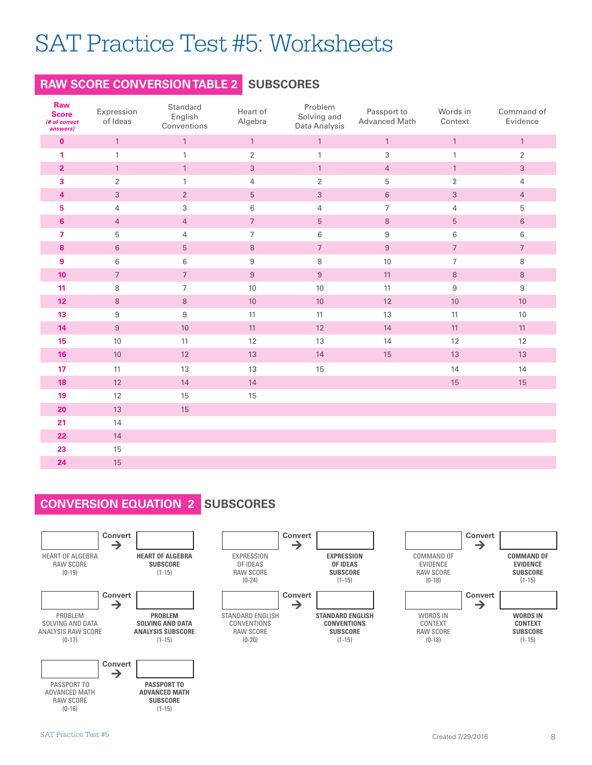# SAT Practice Test #5: Worksheets

## RAW SCORE CONVERSION TABLE 2 SUBSCORES

| Raw Score (# of correct answers) | Expression of Ideas | Standard English Conventions | Heart of Algebra | Problem Solving and Data Analysis | Passport to Advanced Math | Words in Context | Command of Evidence |
|---|---|---|---|---|---|---|---|
| 0 | 1 | 1 | 1 | 1 | 1 | 1 | 1 |
| 1 | 1 | 1 | 2 | 1 | 3 | 1 | 2 |
| 2 | 1 | 1 | 3 | 1 | 4 | 1 | 3 |
| 3 | 2 | 1 | 4 | 2 | 5 | 2 | 4 |
| 4 | 3 | 2 | 5 | 3 | 6 | 3 | 4 |
| 5 | 4 | 3 | 6 | 4 | 7 | 4 | 5 |
| 6 | 4 | 4 | 7 | 5 | 8 | 5 | 6 |
| 7 | 5 | 4 | 7 | 6 | 9 | 6 | 6 |
| 8 | 6 | 5 | 8 | 7 | 9 | 7 | 7 |
| 9 | 6 | 6 | 9 | 8 | 10 | 7 | 8 |
| 10 | 7 | 7 | 9 | 9 | 11 | 8 | 8 |
| 11 | 8 | 7 | 10 | 10 | 11 | 9 | 9 |
| 12 | 8 | 8 | 10 | 10 | 12 | 10 | 10 |
| 13 | 9 | 9 | 11 | 11 | 13 | 11 | 10 |
| 14 | 9 | 10 | 11 | 12 | 14 | 11 | 11 |
| 15 | 10 | 11 | 12 | 13 | 14 | 12 | 12 |
| 16 | 10 | 12 | 13 | 14 | 15 | 13 | 13 |
| 17 | 11 | 13 | 13 | 15 | | 14 | 14 |
| 18 | 12 | 14 | 14 | | | 15 | 15 |
| 19 | 12 | 15 | 15 | | | | |
| 20 | 13 | 15 | | | | | |
| 21 | 14 | | | | | | |
| 22 | 14 | | | | | | |
| 23 | 15 | | | | | | |
| 24 | 15 | | | | | | |

## CONVERSION EQUATION 2 SUBSCORES

HEART OF ALGEBRA RAW SCORE (0-19) → Convert → **HEART OF ALGEBRA SUBSCORE** (1-15)

PROBLEM SOLVING AND DATA ANALYSIS RAW SCORE (0-17) → Convert → **PROBLEM SOLVING AND DATA ANALYSIS SUBSCORE** (1-15)

PASSPORT TO ADVANCED MATH RAW SCORE (0-16) → Convert → **PASSPORT TO ADVANCED MATH SUBSCORE** (1-15)

EXPRESSION OF IDEAS RAW SCORE (0-24) → Convert → **EXPRESSION OF IDEAS SUBSCORE** (1-15)

STANDARD ENGLISH CONVENTIONS RAW SCORE (0-20) → Convert → **STANDARD ENGLISH CONVENTIONS SUBSCORE** (1-15)

COMMAND OF EVIDENCE RAW SCORE (0-18) → Convert → **COMMAND OF EVIDENCE SUBSCORE** (1-15)

WORDS IN CONTEXT RAW SCORE (0-18) → Convert → **WORDS IN CONTEXT SUBSCORE** (1-15)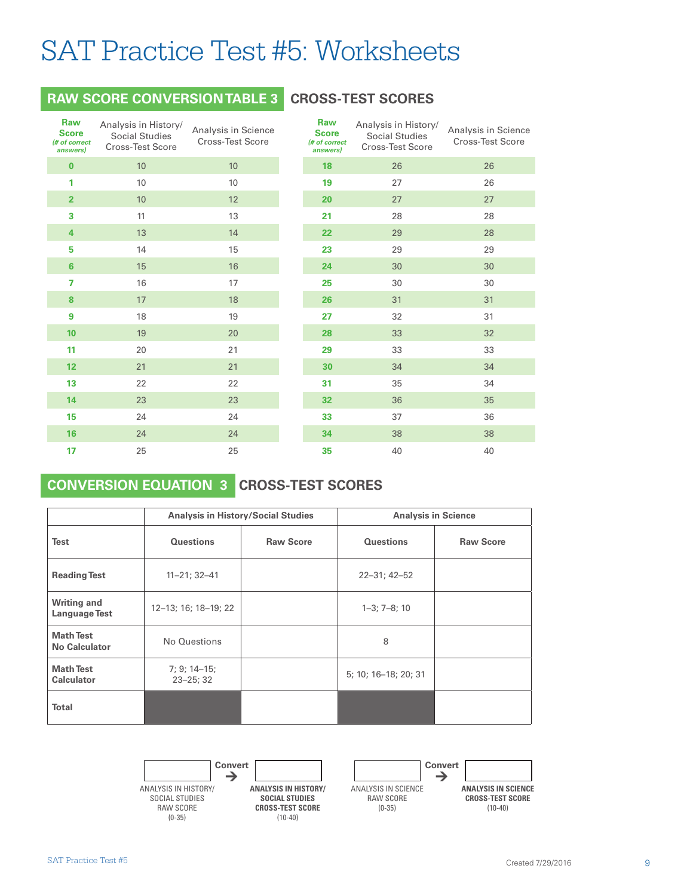# SAT Practice Test #5: Worksheets

## RAW SCORE CONVERSION TABLE 3 CROSS-TEST SCORES

| Raw Score (# of correct answers) | Analysis in History/ Social Studies Cross-Test Score | Analysis in Science Cross-Test Score | Raw Score (# of correct answers) | Analysis in History/ Social Studies Cross-Test Score | Analysis in Science Cross-Test Score |
|---|---|---|---|---|---|
| 0 | 10 | 10 | 18 | 26 | 26 |
| 1 | 10 | 10 | 19 | 27 | 26 |
| 2 | 10 | 12 | 20 | 27 | 27 |
| 3 | 11 | 13 | 21 | 28 | 28 |
| 4 | 13 | 14 | 22 | 29 | 28 |
| 5 | 14 | 15 | 23 | 29 | 29 |
| 6 | 15 | 16 | 24 | 30 | 30 |
| 7 | 16 | 17 | 25 | 30 | 30 |
| 8 | 17 | 18 | 26 | 31 | 31 |
| 9 | 18 | 19 | 27 | 32 | 31 |
| 10 | 19 | 20 | 28 | 33 | 32 |
| 11 | 20 | 21 | 29 | 33 | 33 |
| 12 | 21 | 21 | 30 | 34 | 34 |
| 13 | 22 | 22 | 31 | 35 | 34 |
| 14 | 23 | 23 | 32 | 36 | 35 |
| 15 | 24 | 24 | 33 | 37 | 36 |
| 16 | 24 | 24 | 34 | 38 | 38 |
| 17 | 25 | 25 | 35 | 40 | 40 |

## CONVERSION EQUATION 3 CROSS-TEST SCORES

| | Analysis in History/Social Studies | | Analysis in Science | |
|---|---|---|---|---|
| **Test** | **Questions** | **Raw Score** | **Questions** | **Raw Score** |
| **Reading Test** | 11–21; 32–41 | | 22–31; 42–52 | |
| **Writing and Language Test** | 12–13; 16; 18–19; 22 | | 1–3; 7–8; 10 | |
| **Math Test No Calculator** | No Questions | | 8 | |
| **Math Test Calculator** | 7; 9; 14–15; 23–25; 32 | | 5; 10; 16–18; 20; 31 | |
| **Total** | | | | |

ANALYSIS IN HISTORY/ SOCIAL STUDIES RAW SCORE (0-35) **Convert** → **ANALYSIS IN HISTORY/ SOCIAL STUDIES CROSS-TEST SCORE** (10-40)

ANALYSIS IN SCIENCE RAW SCORE (0-35) **Convert** → **ANALYSIS IN SCIENCE CROSS-TEST SCORE** (10-40)

Created 7/29/2016